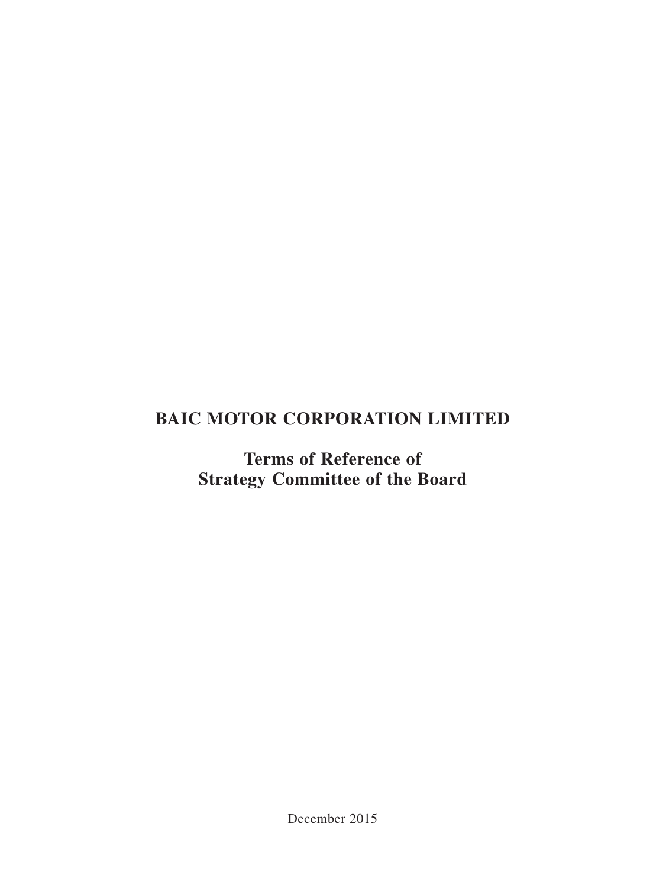# BAIC MOTOR CORPORATION LIMITED

## Terms of Reference of Strategy Committee of the Board

December 2015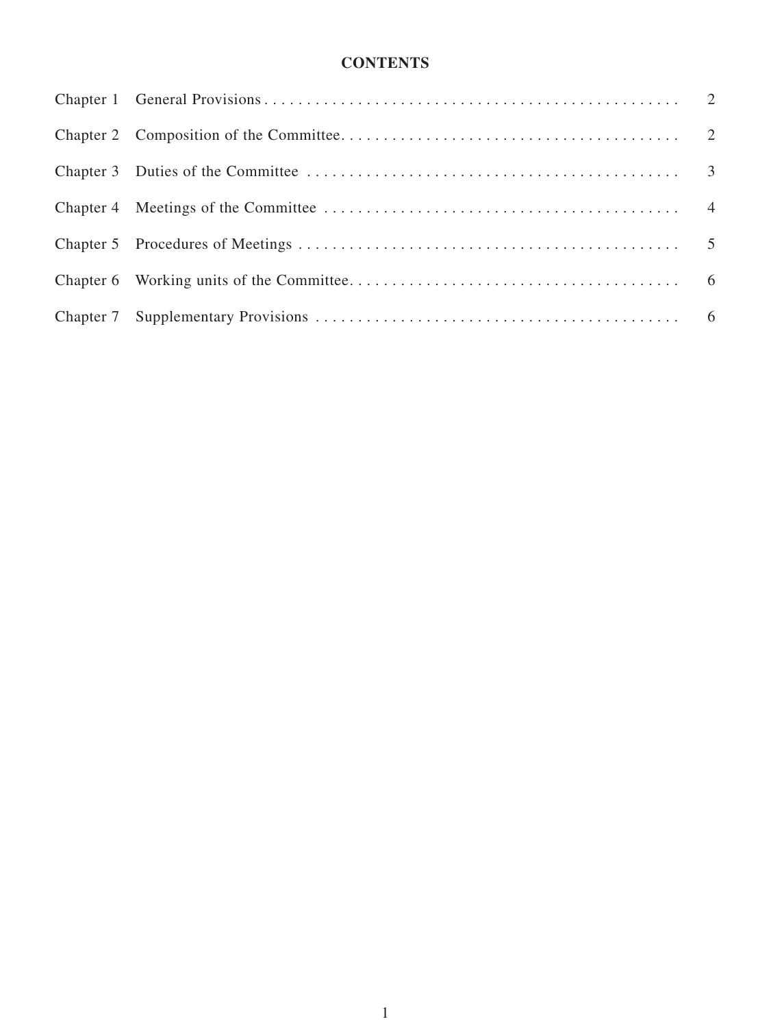# CONTENTS

| | | |
|---|---|---|
| Chapter 1 | General Provisions | 2 |
| Chapter 2 | Composition of the Committee | 2 |
| Chapter 3 | Duties of the Committee | 3 |
| Chapter 4 | Meetings of the Committee | 4 |
| Chapter 5 | Procedures of Meetings | 5 |
| Chapter 6 | Working units of the Committee | 6 |
| Chapter 7 | Supplementary Provisions | 6 |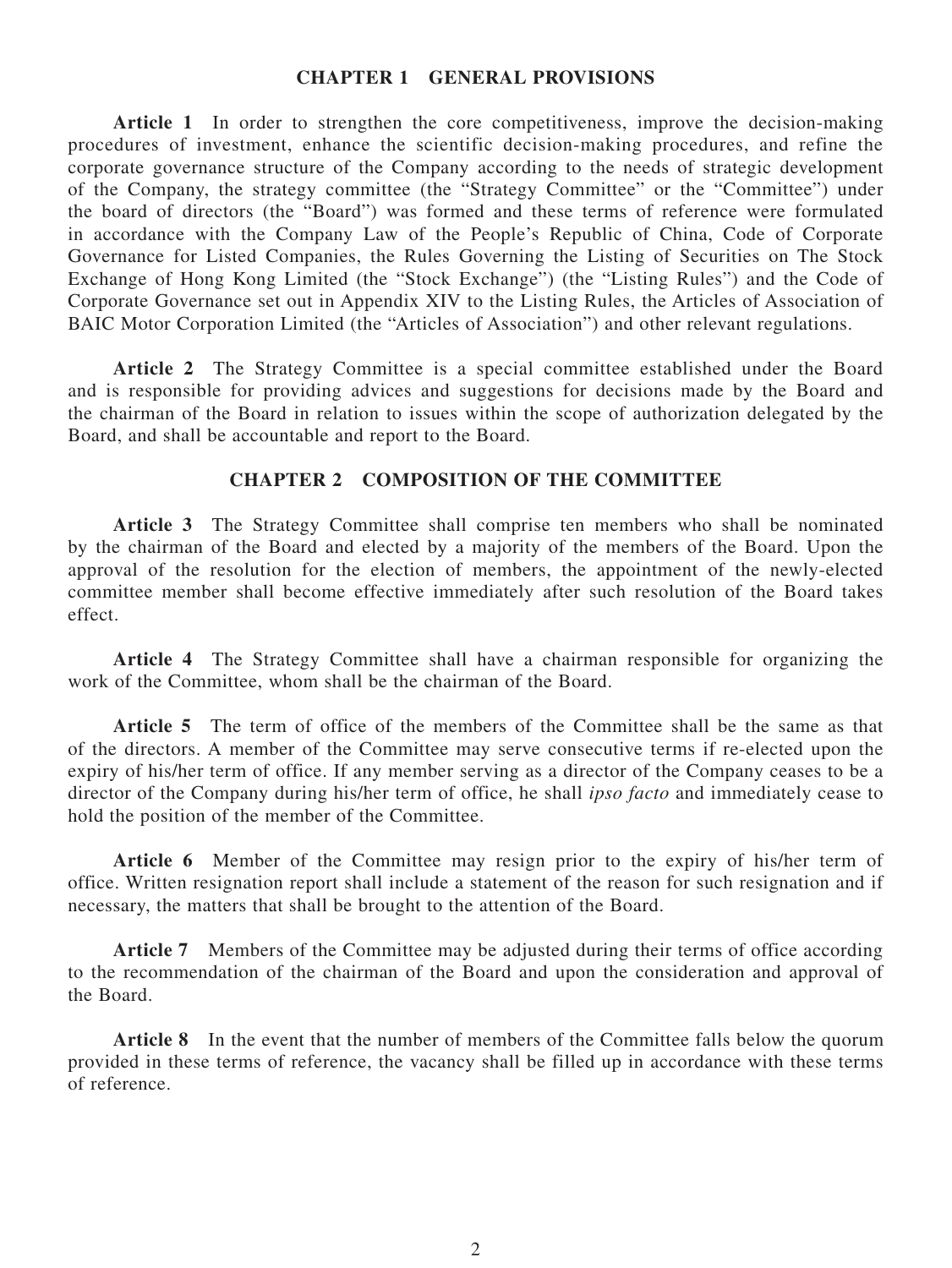## CHAPTER 1 GENERAL PROVISIONS

**Article 1** In order to strengthen the core competitiveness, improve the decision-making procedures of investment, enhance the scientific decision-making procedures, and refine the corporate governance structure of the Company according to the needs of strategic development of the Company, the strategy committee (the "Strategy Committee" or the "Committee") under the board of directors (the "Board") was formed and these terms of reference were formulated in accordance with the Company Law of the People's Republic of China, Code of Corporate Governance for Listed Companies, the Rules Governing the Listing of Securities on The Stock Exchange of Hong Kong Limited (the "Stock Exchange") (the "Listing Rules") and the Code of Corporate Governance set out in Appendix XIV to the Listing Rules, the Articles of Association of BAIC Motor Corporation Limited (the "Articles of Association") and other relevant regulations.

**Article 2** The Strategy Committee is a special committee established under the Board and is responsible for providing advices and suggestions for decisions made by the Board and the chairman of the Board in relation to issues within the scope of authorization delegated by the Board, and shall be accountable and report to the Board.

## CHAPTER 2 COMPOSITION OF THE COMMITTEE

**Article 3** The Strategy Committee shall comprise ten members who shall be nominated by the chairman of the Board and elected by a majority of the members of the Board. Upon the approval of the resolution for the election of members, the appointment of the newly-elected committee member shall become effective immediately after such resolution of the Board takes effect.

**Article 4** The Strategy Committee shall have a chairman responsible for organizing the work of the Committee, whom shall be the chairman of the Board.

**Article 5** The term of office of the members of the Committee shall be the same as that of the directors. A member of the Committee may serve consecutive terms if re-elected upon the expiry of his/her term of office. If any member serving as a director of the Company ceases to be a director of the Company during his/her term of office, he shall *ipso facto* and immediately cease to hold the position of the member of the Committee.

**Article 6** Member of the Committee may resign prior to the expiry of his/her term of office. Written resignation report shall include a statement of the reason for such resignation and if necessary, the matters that shall be brought to the attention of the Board.

**Article 7** Members of the Committee may be adjusted during their terms of office according to the recommendation of the chairman of the Board and upon the consideration and approval of the Board.

**Article 8** In the event that the number of members of the Committee falls below the quorum provided in these terms of reference, the vacancy shall be filled up in accordance with these terms of reference.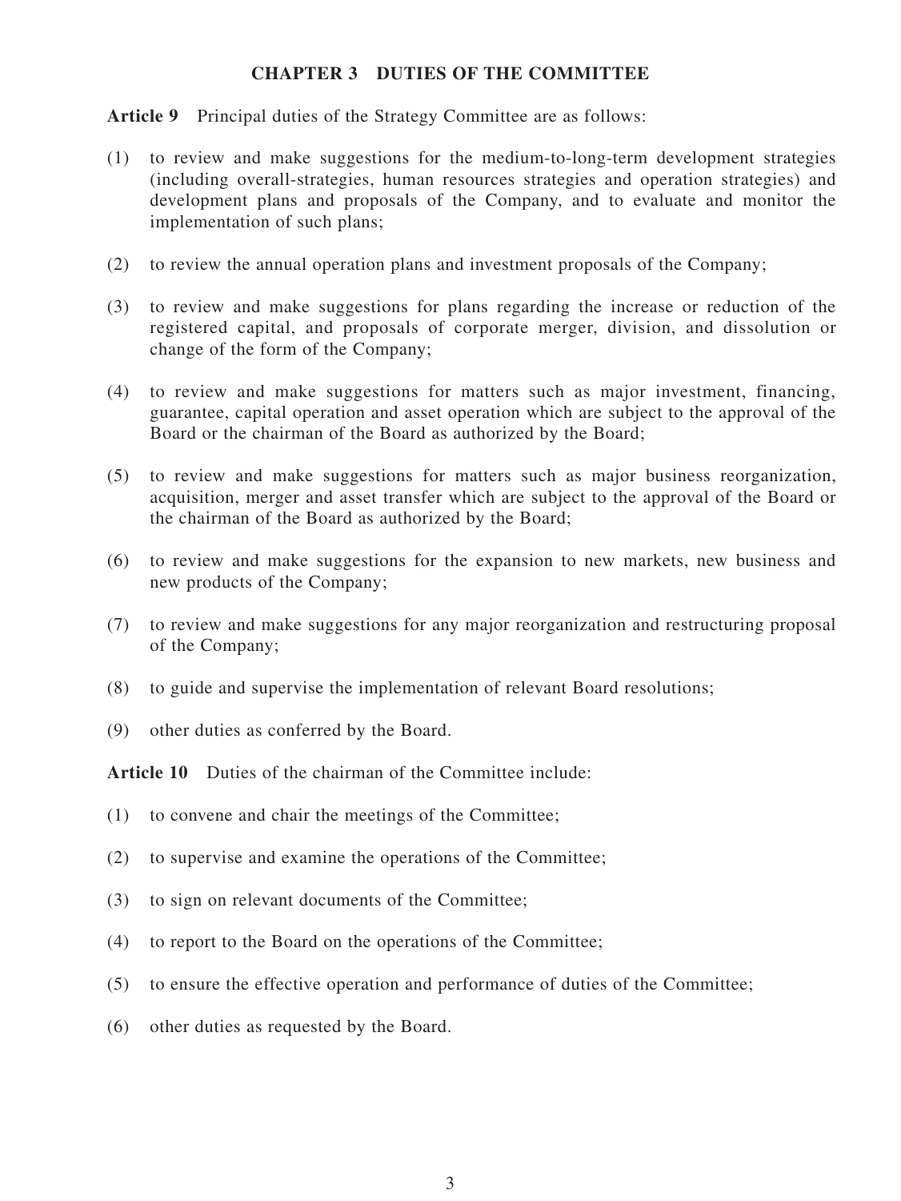## CHAPTER 3 DUTIES OF THE COMMITTEE

**Article 9** Principal duties of the Strategy Committee are as follows:

(1) to review and make suggestions for the medium-to-long-term development strategies (including overall-strategies, human resources strategies and operation strategies) and development plans and proposals of the Company, and to evaluate and monitor the implementation of such plans;

(2) to review the annual operation plans and investment proposals of the Company;

(3) to review and make suggestions for plans regarding the increase or reduction of the registered capital, and proposals of corporate merger, division, and dissolution or change of the form of the Company;

(4) to review and make suggestions for matters such as major investment, financing, guarantee, capital operation and asset operation which are subject to the approval of the Board or the chairman of the Board as authorized by the Board;

(5) to review and make suggestions for matters such as major business reorganization, acquisition, merger and asset transfer which are subject to the approval of the Board or the chairman of the Board as authorized by the Board;

(6) to review and make suggestions for the expansion to new markets, new business and new products of the Company;

(7) to review and make suggestions for any major reorganization and restructuring proposal of the Company;

(8) to guide and supervise the implementation of relevant Board resolutions;

(9) other duties as conferred by the Board.

**Article 10** Duties of the chairman of the Committee include:

(1) to convene and chair the meetings of the Committee;

(2) to supervise and examine the operations of the Committee;

(3) to sign on relevant documents of the Committee;

(4) to report to the Board on the operations of the Committee;

(5) to ensure the effective operation and performance of duties of the Committee;

(6) other duties as requested by the Board.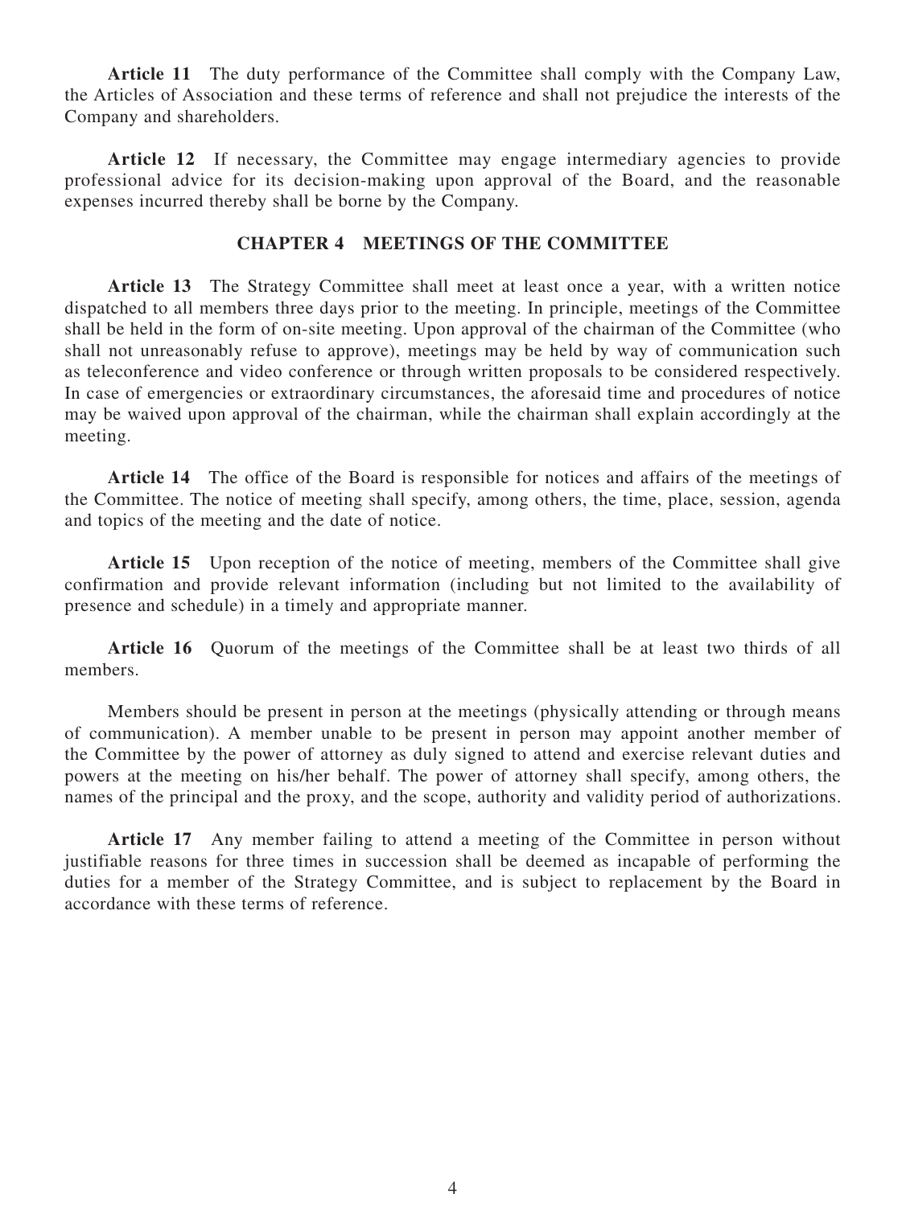**Article 11** The duty performance of the Committee shall comply with the Company Law, the Articles of Association and these terms of reference and shall not prejudice the interests of the Company and shareholders.

**Article 12** If necessary, the Committee may engage intermediary agencies to provide professional advice for its decision-making upon approval of the Board, and the reasonable expenses incurred thereby shall be borne by the Company.

## CHAPTER 4 MEETINGS OF THE COMMITTEE

**Article 13** The Strategy Committee shall meet at least once a year, with a written notice dispatched to all members three days prior to the meeting. In principle, meetings of the Committee shall be held in the form of on-site meeting. Upon approval of the chairman of the Committee (who shall not unreasonably refuse to approve), meetings may be held by way of communication such as teleconference and video conference or through written proposals to be considered respectively. In case of emergencies or extraordinary circumstances, the aforesaid time and procedures of notice may be waived upon approval of the chairman, while the chairman shall explain accordingly at the meeting.

**Article 14** The office of the Board is responsible for notices and affairs of the meetings of the Committee. The notice of meeting shall specify, among others, the time, place, session, agenda and topics of the meeting and the date of notice.

**Article 15** Upon reception of the notice of meeting, members of the Committee shall give confirmation and provide relevant information (including but not limited to the availability of presence and schedule) in a timely and appropriate manner.

**Article 16** Quorum of the meetings of the Committee shall be at least two thirds of all members.

Members should be present in person at the meetings (physically attending or through means of communication). A member unable to be present in person may appoint another member of the Committee by the power of attorney as duly signed to attend and exercise relevant duties and powers at the meeting on his/her behalf. The power of attorney shall specify, among others, the names of the principal and the proxy, and the scope, authority and validity period of authorizations.

**Article 17** Any member failing to attend a meeting of the Committee in person without justifiable reasons for three times in succession shall be deemed as incapable of performing the duties for a member of the Strategy Committee, and is subject to replacement by the Board in accordance with these terms of reference.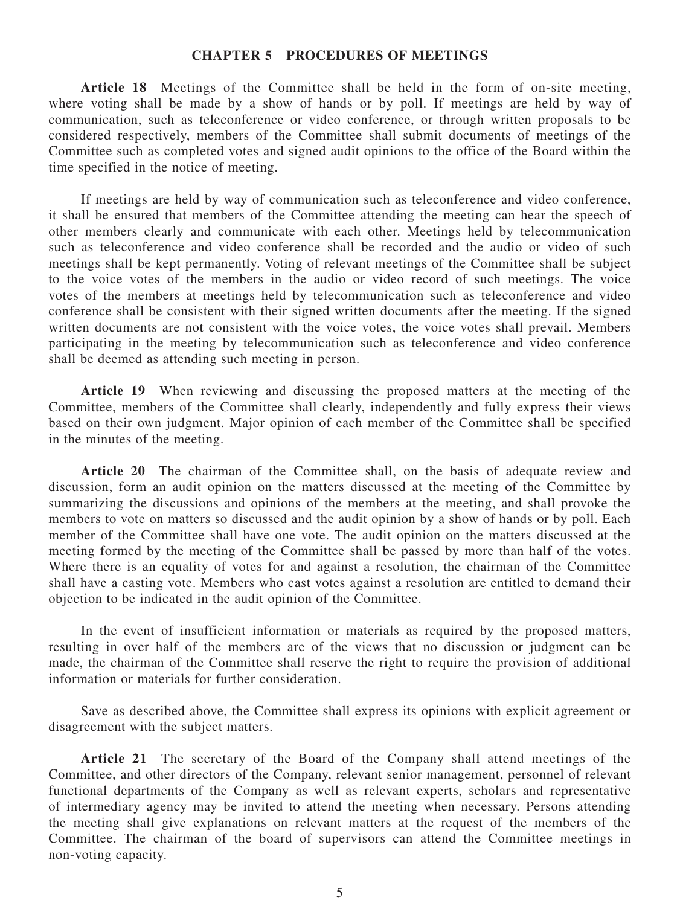## CHAPTER 5 PROCEDURES OF MEETINGS

**Article 18** Meetings of the Committee shall be held in the form of on-site meeting, where voting shall be made by a show of hands or by poll. If meetings are held by way of communication, such as teleconference or video conference, or through written proposals to be considered respectively, members of the Committee shall submit documents of meetings of the Committee such as completed votes and signed audit opinions to the office of the Board within the time specified in the notice of meeting.

If meetings are held by way of communication such as teleconference and video conference, it shall be ensured that members of the Committee attending the meeting can hear the speech of other members clearly and communicate with each other. Meetings held by telecommunication such as teleconference and video conference shall be recorded and the audio or video of such meetings shall be kept permanently. Voting of relevant meetings of the Committee shall be subject to the voice votes of the members in the audio or video record of such meetings. The voice votes of the members at meetings held by telecommunication such as teleconference and video conference shall be consistent with their signed written documents after the meeting. If the signed written documents are not consistent with the voice votes, the voice votes shall prevail. Members participating in the meeting by telecommunication such as teleconference and video conference shall be deemed as attending such meeting in person.

**Article 19** When reviewing and discussing the proposed matters at the meeting of the Committee, members of the Committee shall clearly, independently and fully express their views based on their own judgment. Major opinion of each member of the Committee shall be specified in the minutes of the meeting.

**Article 20** The chairman of the Committee shall, on the basis of adequate review and discussion, form an audit opinion on the matters discussed at the meeting of the Committee by summarizing the discussions and opinions of the members at the meeting, and shall provoke the members to vote on matters so discussed and the audit opinion by a show of hands or by poll. Each member of the Committee shall have one vote. The audit opinion on the matters discussed at the meeting formed by the meeting of the Committee shall be passed by more than half of the votes. Where there is an equality of votes for and against a resolution, the chairman of the Committee shall have a casting vote. Members who cast votes against a resolution are entitled to demand their objection to be indicated in the audit opinion of the Committee.

In the event of insufficient information or materials as required by the proposed matters, resulting in over half of the members are of the views that no discussion or judgment can be made, the chairman of the Committee shall reserve the right to require the provision of additional information or materials for further consideration.

Save as described above, the Committee shall express its opinions with explicit agreement or disagreement with the subject matters.

**Article 21** The secretary of the Board of the Company shall attend meetings of the Committee, and other directors of the Company, relevant senior management, personnel of relevant functional departments of the Company as well as relevant experts, scholars and representative of intermediary agency may be invited to attend the meeting when necessary. Persons attending the meeting shall give explanations on relevant matters at the request of the members of the Committee. The chairman of the board of supervisors can attend the Committee meetings in non-voting capacity.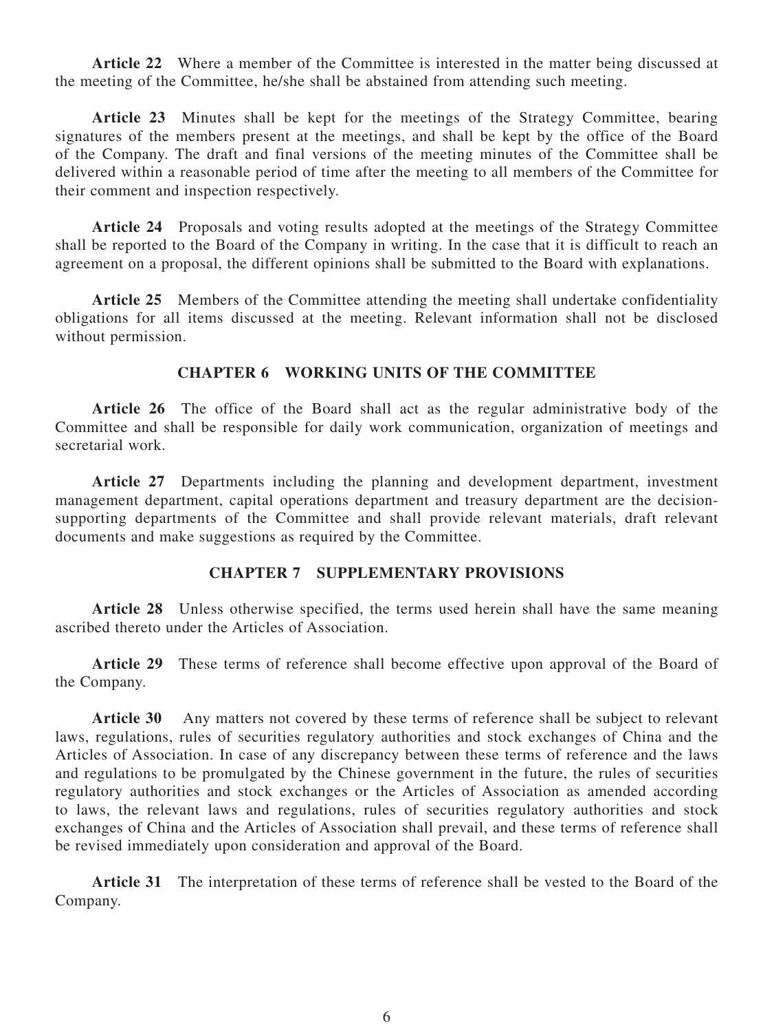**Article 22** Where a member of the Committee is interested in the matter being discussed at the meeting of the Committee, he/she shall be abstained from attending such meeting.

**Article 23** Minutes shall be kept for the meetings of the Strategy Committee, bearing signatures of the members present at the meetings, and shall be kept by the office of the Board of the Company. The draft and final versions of the meeting minutes of the Committee shall be delivered within a reasonable period of time after the meeting to all members of the Committee for their comment and inspection respectively.

**Article 24** Proposals and voting results adopted at the meetings of the Strategy Committee shall be reported to the Board of the Company in writing. In the case that it is difficult to reach an agreement on a proposal, the different opinions shall be submitted to the Board with explanations.

**Article 25** Members of the Committee attending the meeting shall undertake confidentiality obligations for all items discussed at the meeting. Relevant information shall not be disclosed without permission.

## CHAPTER 6 WORKING UNITS OF THE COMMITTEE

**Article 26** The office of the Board shall act as the regular administrative body of the Committee and shall be responsible for daily work communication, organization of meetings and secretarial work.

**Article 27** Departments including the planning and development department, investment management department, capital operations department and treasury department are the decision-supporting departments of the Committee and shall provide relevant materials, draft relevant documents and make suggestions as required by the Committee.

## CHAPTER 7 SUPPLEMENTARY PROVISIONS

**Article 28** Unless otherwise specified, the terms used herein shall have the same meaning ascribed thereto under the Articles of Association.

**Article 29** These terms of reference shall become effective upon approval of the Board of the Company.

**Article 30** Any matters not covered by these terms of reference shall be subject to relevant laws, regulations, rules of securities regulatory authorities and stock exchanges of China and the Articles of Association. In case of any discrepancy between these terms of reference and the laws and regulations to be promulgated by the Chinese government in the future, the rules of securities regulatory authorities and stock exchanges or the Articles of Association as amended according to laws, the relevant laws and regulations, rules of securities regulatory authorities and stock exchanges of China and the Articles of Association shall prevail, and these terms of reference shall be revised immediately upon consideration and approval of the Board.

**Article 31** The interpretation of these terms of reference shall be vested to the Board of the Company.